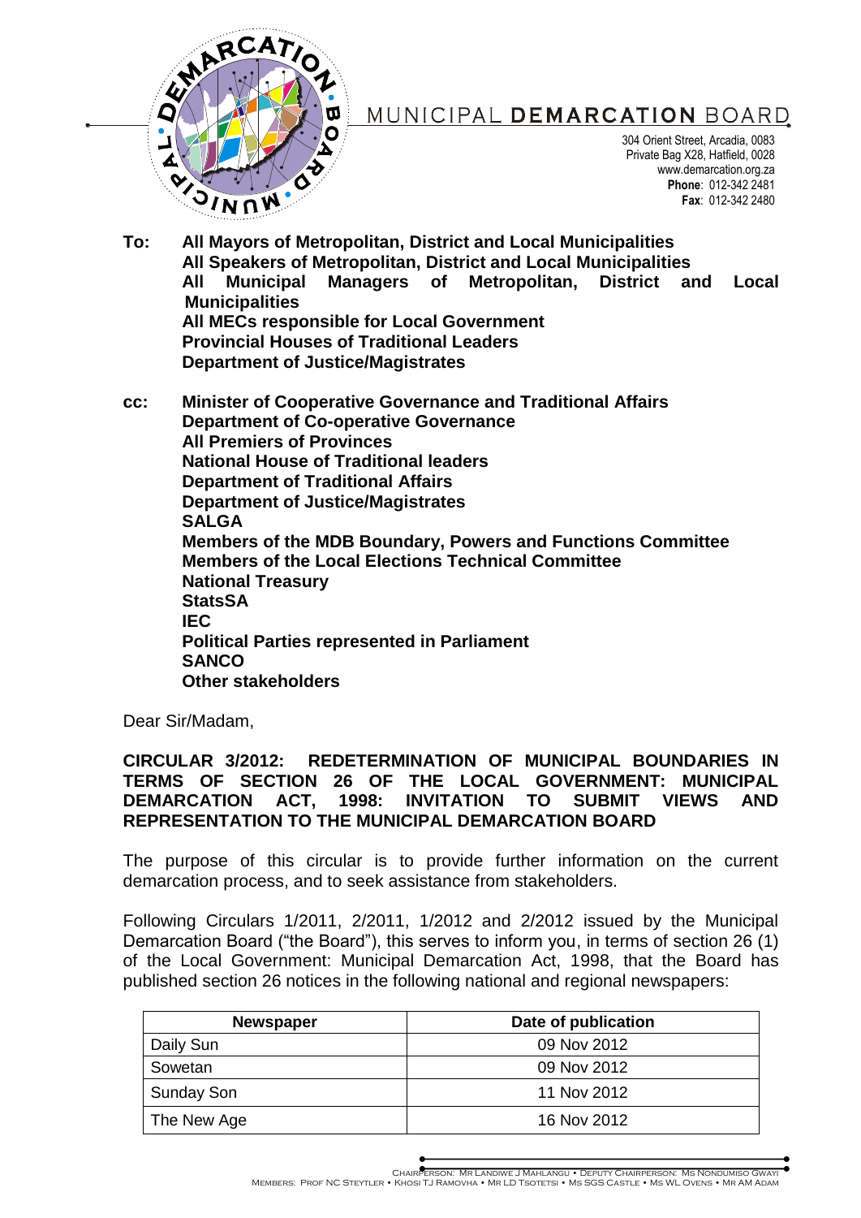# MUNICIPAL DEMARCATION BOARD

304 Orient Street, Arcadia, 0083
Private Bag X28, Hatfield, 0028
www.demarcation.org.za
**Phone**: 012-342 2481
**Fax**: 012-342 2480

**To:** **All Mayors of Metropolitan, District and Local Municipalities**
**All Speakers of Metropolitan, District and Local Municipalities**
**All Municipal Managers of Metropolitan, District and Local Municipalities**
**All MECs responsible for Local Government**
**Provincial Houses of Traditional Leaders**
**Department of Justice/Magistrates**

**cc:** **Minister of Cooperative Governance and Traditional Affairs**
**Department of Co-operative Governance**
**All Premiers of Provinces**
**National House of Traditional leaders**
**Department of Traditional Affairs**
**Department of Justice/Magistrates**
**SALGA**
**Members of the MDB Boundary, Powers and Functions Committee**
**Members of the Local Elections Technical Committee**
**National Treasury**
**StatsSA**
**IEC**
**Political Parties represented in Parliament**
**SANCO**
**Other stakeholders**

Dear Sir/Madam,

**CIRCULAR 3/2012: REDETERMINATION OF MUNICIPAL BOUNDARIES IN TERMS OF SECTION 26 OF THE LOCAL GOVERNMENT: MUNICIPAL DEMARCATION ACT, 1998: INVITATION TO SUBMIT VIEWS AND REPRESENTATION TO THE MUNICIPAL DEMARCATION BOARD**

The purpose of this circular is to provide further information on the current demarcation process, and to seek assistance from stakeholders.

Following Circulars 1/2011, 2/2011, 1/2012 and 2/2012 issued by the Municipal Demarcation Board ("the Board"), this serves to inform you, in terms of section 26 (1) of the Local Government: Municipal Demarcation Act, 1998, that the Board has published section 26 notices in the following national and regional newspapers:

| Newspaper | Date of publication |
|---|---|
| Daily Sun | 09 Nov 2012 |
| Sowetan | 09 Nov 2012 |
| Sunday Son | 11 Nov 2012 |
| The New Age | 16 Nov 2012 |

Chairperson: Mr Landiwe J Mahlangu • Deputy Chairperson: Ms Nondumiso Gwayi
Members: Prof NC Steytler • Khosi TJ Ramovha • Mr LD Tsotetsi • Ms SGS Castle • Ms WL Ovens • Mr AM Adam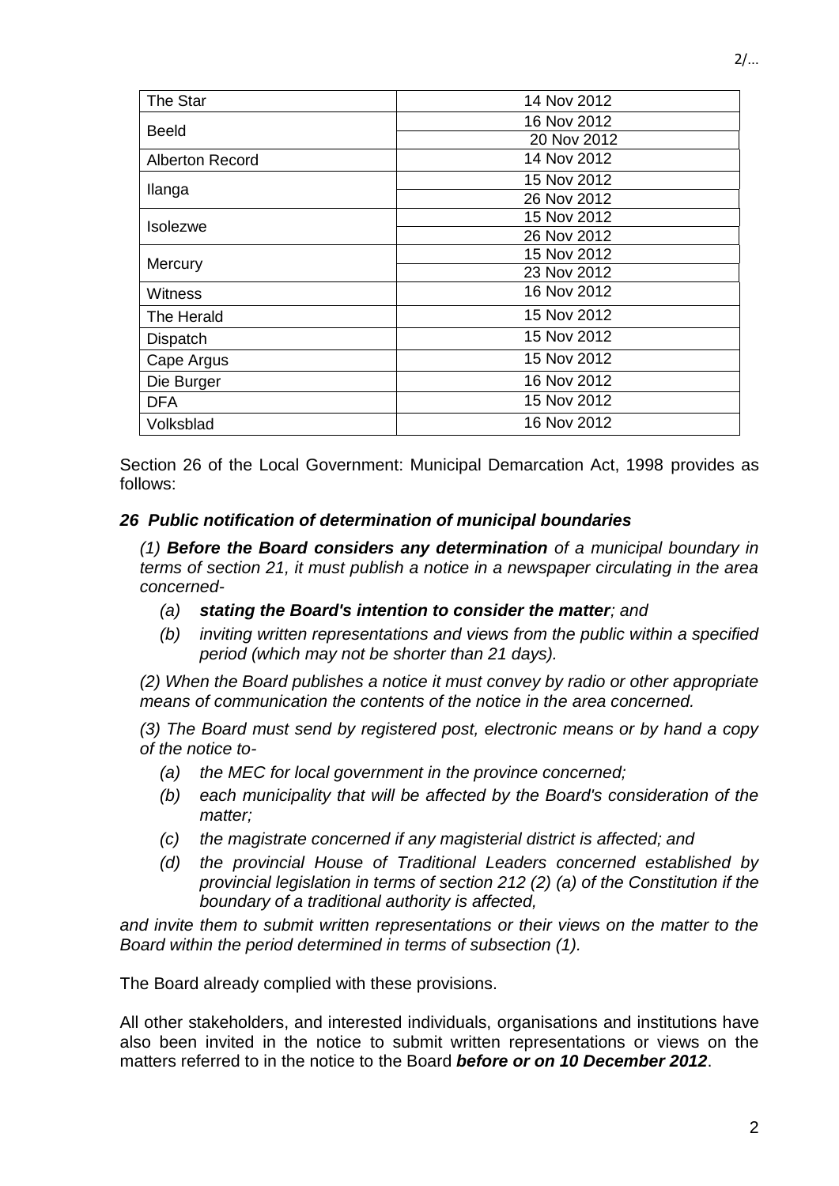| | |
|---|---|
| The Star | 14 Nov 2012 |
| Beeld | 16 Nov 2012 |
| | 20 Nov 2012 |
| Alberton Record | 14 Nov 2012 |
| Ilanga | 15 Nov 2012 |
| | 26 Nov 2012 |
| Isolezwe | 15 Nov 2012 |
| | 26 Nov 2012 |
| Mercury | 15 Nov 2012 |
| | 23 Nov 2012 |
| Witness | 16 Nov 2012 |
| The Herald | 15 Nov 2012 |
| Dispatch | 15 Nov 2012 |
| Cape Argus | 15 Nov 2012 |
| Die Burger | 16 Nov 2012 |
| DFA | 15 Nov 2012 |
| Volksblad | 16 Nov 2012 |

Section 26 of the Local Government: Municipal Demarcation Act, 1998 provides as follows:

***26 Public notification of determination of municipal boundaries***

*(1) **Before the Board considers any determination** of a municipal boundary in terms of section 21, it must publish a notice in a newspaper circulating in the area concerned-*

- *(a) **stating the Board's intention to consider the matter**; and*
- *(b) inviting written representations and views from the public within a specified period (which may not be shorter than 21 days).*

*(2) When the Board publishes a notice it must convey by radio or other appropriate means of communication the contents of the notice in the area concerned.*

*(3) The Board must send by registered post, electronic means or by hand a copy of the notice to-*

- *(a) the MEC for local government in the province concerned;*
- *(b) each municipality that will be affected by the Board's consideration of the matter;*
- *(c) the magistrate concerned if any magisterial district is affected; and*
- *(d) the provincial House of Traditional Leaders concerned established by provincial legislation in terms of section 212 (2) (a) of the Constitution if the boundary of a traditional authority is affected,*

*and invite them to submit written representations or their views on the matter to the Board within the period determined in terms of subsection (1).*

The Board already complied with these provisions.

All other stakeholders, and interested individuals, organisations and institutions have also been invited in the notice to submit written representations or views on the matters referred to in the notice to the Board ***before or on 10 December 2012***.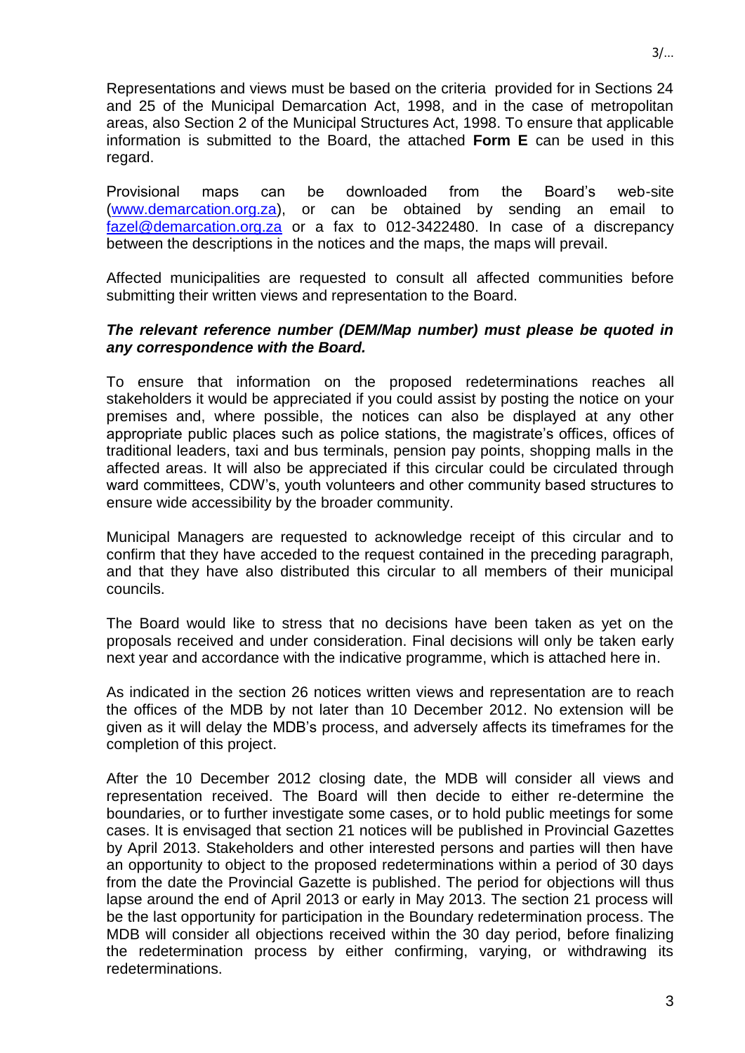Representations and views must be based on the criteria provided for in Sections 24 and 25 of the Municipal Demarcation Act, 1998, and in the case of metropolitan areas, also Section 2 of the Municipal Structures Act, 1998. To ensure that applicable information is submitted to the Board, the attached **Form E** can be used in this regard.

Provisional maps can be downloaded from the Board's web-site ([www.demarcation.org.za](http://www.demarcation.org.za)), or can be obtained by sending an email to [fazel@demarcation.org.za](mailto:fazel@demarcation.org.za) or a fax to 012-3422480. In case of a discrepancy between the descriptions in the notices and the maps, the maps will prevail.

Affected municipalities are requested to consult all affected communities before submitting their written views and representation to the Board.

***The relevant reference number (DEM/Map number) must please be quoted in any correspondence with the Board.***

To ensure that information on the proposed redeterminations reaches all stakeholders it would be appreciated if you could assist by posting the notice on your premises and, where possible, the notices can also be displayed at any other appropriate public places such as police stations, the magistrate's offices, offices of traditional leaders, taxi and bus terminals, pension pay points, shopping malls in the affected areas. It will also be appreciated if this circular could be circulated through ward committees, CDW's, youth volunteers and other community based structures to ensure wide accessibility by the broader community.

Municipal Managers are requested to acknowledge receipt of this circular and to confirm that they have acceded to the request contained in the preceding paragraph, and that they have also distributed this circular to all members of their municipal councils.

The Board would like to stress that no decisions have been taken as yet on the proposals received and under consideration. Final decisions will only be taken early next year and accordance with the indicative programme, which is attached here in.

As indicated in the section 26 notices written views and representation are to reach the offices of the MDB by not later than 10 December 2012. No extension will be given as it will delay the MDB's process, and adversely affects its timeframes for the completion of this project.

After the 10 December 2012 closing date, the MDB will consider all views and representation received. The Board will then decide to either re-determine the boundaries, or to further investigate some cases, or to hold public meetings for some cases. It is envisaged that section 21 notices will be published in Provincial Gazettes by April 2013. Stakeholders and other interested persons and parties will then have an opportunity to object to the proposed redeterminations within a period of 30 days from the date the Provincial Gazette is published. The period for objections will thus lapse around the end of April 2013 or early in May 2013. The section 21 process will be the last opportunity for participation in the Boundary redetermination process. The MDB will consider all objections received within the 30 day period, before finalizing the redetermination process by either confirming, varying, or withdrawing its redeterminations.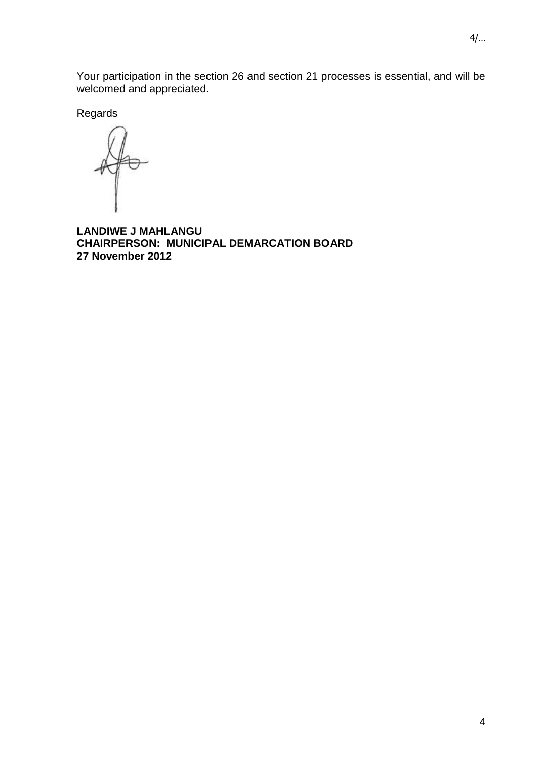Your participation in the section 26 and section 21 processes is essential, and will be welcomed and appreciated.

Regards

**LANDIWE J MAHLANGU**
**CHAIRPERSON: MUNICIPAL DEMARCATION BOARD**
**27 November 2012**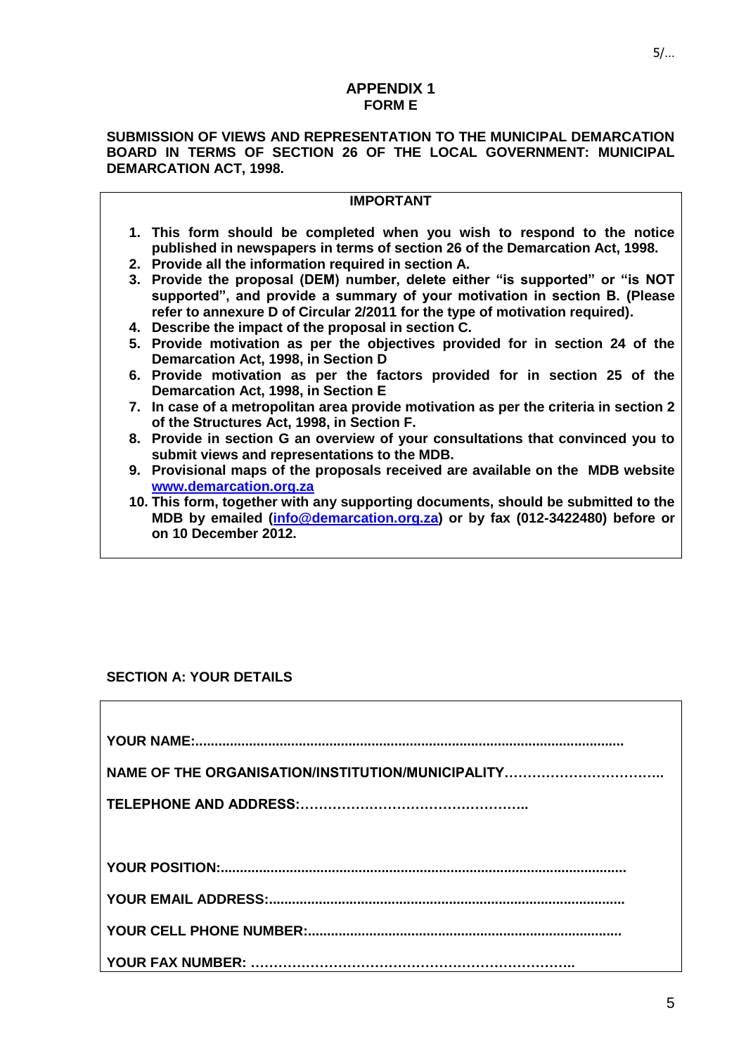## APPENDIX 1
### FORM E

**SUBMISSION OF VIEWS AND REPRESENTATION TO THE MUNICIPAL DEMARCATION BOARD IN TERMS OF SECTION 26 OF THE LOCAL GOVERNMENT: MUNICIPAL DEMARCATION ACT, 1998.**

**IMPORTANT**

1. **This form should be completed when you wish to respond to the notice published in newspapers in terms of section 26 of the Demarcation Act, 1998.**
2. **Provide all the information required in section A.**
3. **Provide the proposal (DEM) number, delete either "is supported" or "is NOT supported", and provide a summary of your motivation in section B. (Please refer to annexure D of Circular 2/2011 for the type of motivation required).**
4. **Describe the impact of the proposal in section C.**
5. **Provide motivation as per the objectives provided for in section 24 of the Demarcation Act, 1998, in Section D**
6. **Provide motivation as per the factors provided for in section 25 of the Demarcation Act, 1998, in Section E**
7. **In case of a metropolitan area provide motivation as per the criteria in section 2 of the Structures Act, 1998, in Section F.**
8. **Provide in section G an overview of your consultations that convinced you to submit views and representations to the MDB.**
9. **Provisional maps of the proposals received are available on the MDB website [www.demarcation.org.za](www.demarcation.org.za)**
10. **This form, together with any supporting documents, should be submitted to the MDB by emailed ([info@demarcation.org.za](mailto:info@demarcation.org.za)) or by fax (012-3422480) before or on 10 December 2012.**

**SECTION A: YOUR DETAILS**

**YOUR NAME:.............................................................................................................**

**NAME OF THE ORGANISATION/INSTITUTION/MUNICIPALITY……………………………..**

**TELEPHONE AND ADDRESS:…………………………………………..**

**YOUR POSITION:.......................................................................................................**

**YOUR EMAIL ADDRESS:...........................................................................................**

**YOUR CELL PHONE NUMBER:................................................................................**

**YOUR FAX NUMBER: ……………………………………………………………..**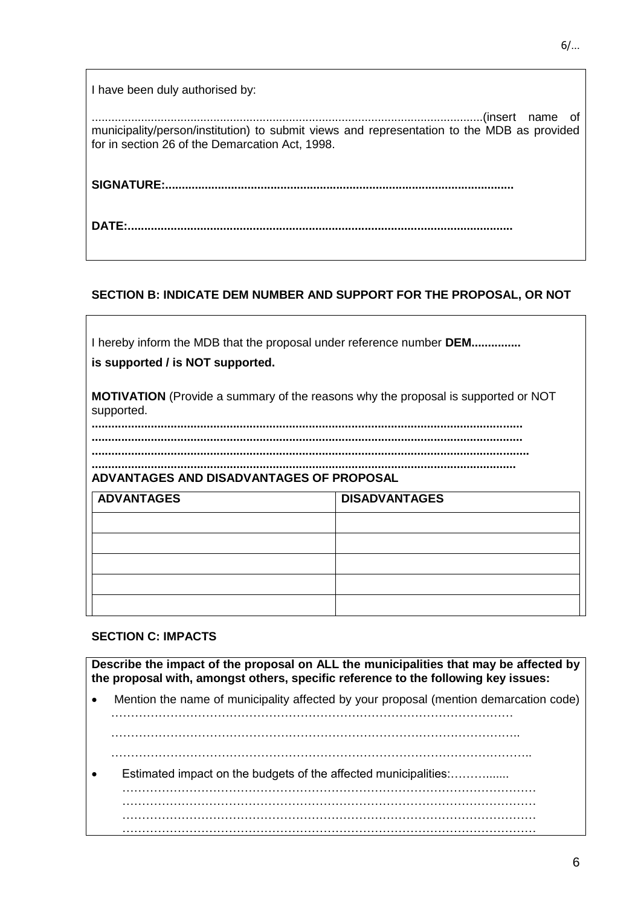I have been duly authorised by:

......................................................................................................................(insert name of municipality/person/institution) to submit views and representation to the MDB as provided for in section 26 of the Demarcation Act, 1998.

**SIGNATURE:.........................................................................................................**

**DATE:...................................................................................................................**

## SECTION B: INDICATE DEM NUMBER AND SUPPORT FOR THE PROPOSAL, OR NOT

I hereby inform the MDB that the proposal under reference number **DEM...............**

**is supported / is NOT supported.**

**MOTIVATION** (Provide a summary of the reasons why the proposal is supported or NOT supported.

**................................................................................................................................**
**................................................................................................................................**
**................................................................................................................................**
**................................................................................................................................**

**ADVANTAGES AND DISADVANTAGES OF PROPOSAL**

| ADVANTAGES | DISADVANTAGES |
|---|---|
| | |
| | |
| | |
| | |
| | |

## SECTION C: IMPACTS

**Describe the impact of the proposal on ALL the municipalities that may be affected by the proposal with, amongst others, specific reference to the following key issues:**

- Mention the name of municipality affected by your proposal (mention demarcation code)
  …………………………………………………………………………………………
  …………………………………………………………………………………………..
  …………………………………………………………………………………………..
- Estimated impact on the budgets of the affected municipalities:………........
  …………………………………………………………………………………………
  …………………………………………………………………………………………
  …………………………………………………………………………………………
  …………………………………………………………………………………………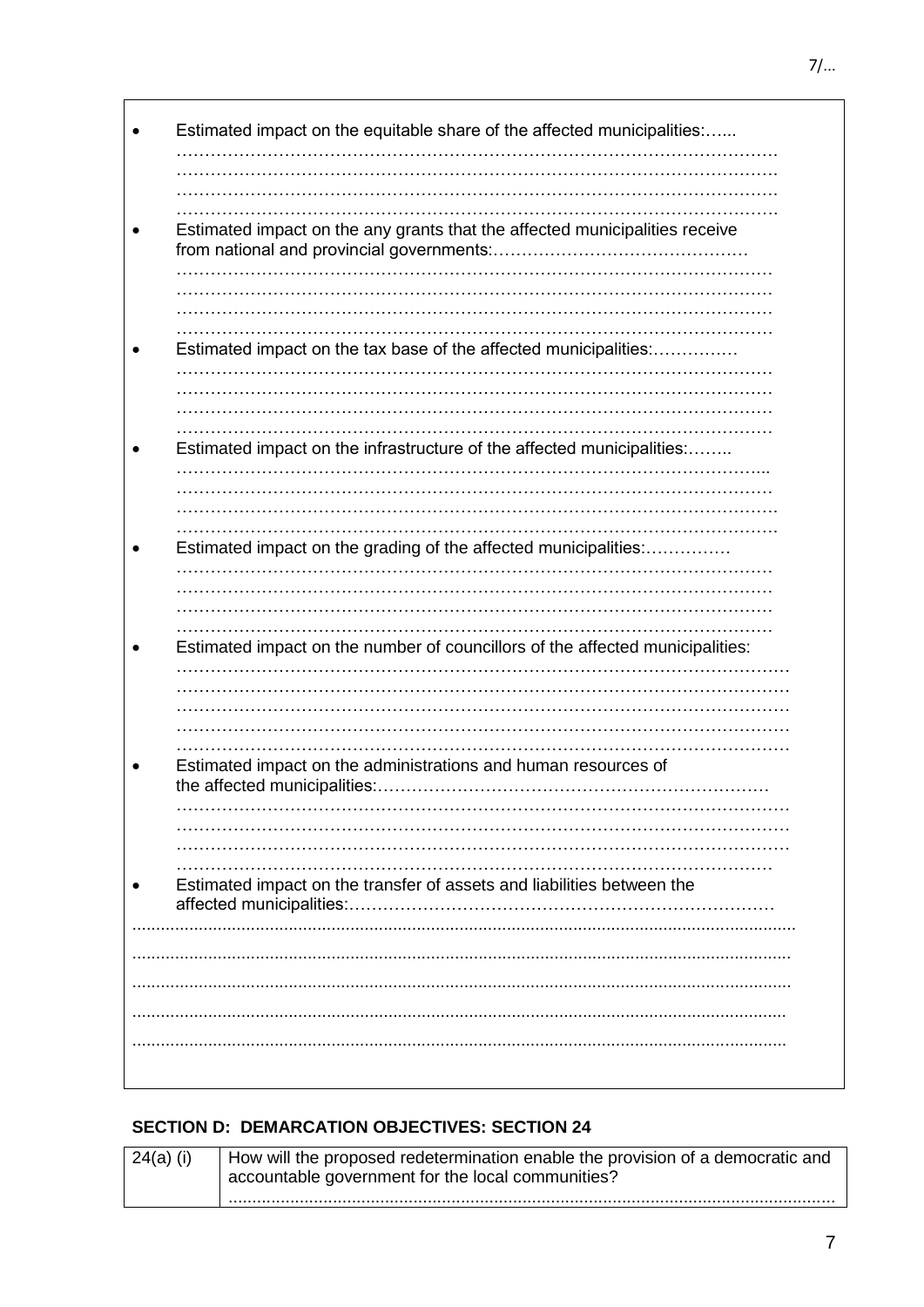- Estimated impact on the equitable share of the affected municipalities:……
………………………………………………………………………………………………
………………………………………………………………………………………………
………………………………………………………………………………………………
………………………………………………………………………………………………
- Estimated impact on the any grants that the affected municipalities receive from national and provincial governments:………………………………………
………………………………………………………………………………………………
………………………………………………………………………………………………
………………………………………………………………………………………………
………………………………………………………………………………………………
- Estimated impact on the tax base of the affected municipalities:……………
………………………………………………………………………………………………
………………………………………………………………………………………………
………………………………………………………………………………………………
………………………………………………………………………………………………
- Estimated impact on the infrastructure of the affected municipalities:……..
………………………………………………………………………………………………
………………………………………………………………………………………………
………………………………………………………………………………………………
………………………………………………………………………………………………
- Estimated impact on the grading of the affected municipalities:……………
………………………………………………………………………………………………
………………………………………………………………………………………………
………………………………………………………………………………………………
………………………………………………………………………………………………
- Estimated impact on the number of councillors of the affected municipalities:
………………………………………………………………………………………………
………………………………………………………………………………………………
………………………………………………………………………………………………
………………………………………………………………………………………………
………………………………………………………………………………………………
- Estimated impact on the administrations and human resources of the affected municipalities:……………………………………………………………
………………………………………………………………………………………………
………………………………………………………………………………………………
………………………………………………………………………………………………
………………………………………………………………………………………………
- Estimated impact on the transfer of assets and liabilities between the affected municipalities:…………………………………………………………………
………………………………………………………………………………………………
………………………………………………………………………………………………
………………………………………………………………………………………………
………………………………………………………………………………………………
………………………………………………………………………………………………

### SECTION D: DEMARCATION OBJECTIVES: SECTION 24

| | |
|---|---|
| 24(a) (i) | How will the proposed redetermination enable the provision of a democratic and accountable government for the local communities? ……………………………………………………………………………………… |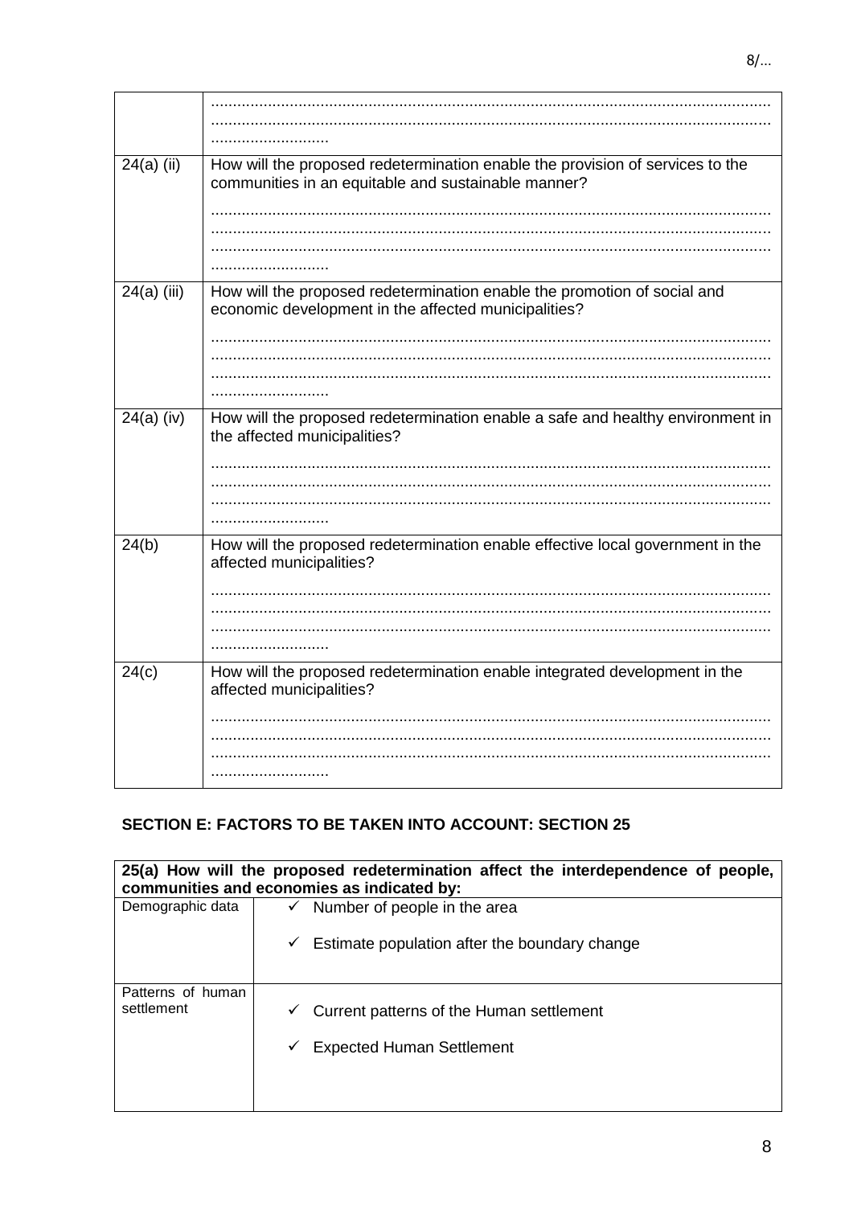| | ................................................................................................................................ ................................................................................................................................ ........................... |
|---|---|
| 24(a) (ii) | How will the proposed redetermination enable the provision of services to the communities in an equitable and sustainable manner? ................................................................................................................................ ................................................................................................................................ ................................................................................................................................ ........................... |
| 24(a) (iii) | How will the proposed redetermination enable the promotion of social and economic development in the affected municipalities? ................................................................................................................................ ................................................................................................................................ ................................................................................................................................ ........................... |
| 24(a) (iv) | How will the proposed redetermination enable a safe and healthy environment in the affected municipalities? ................................................................................................................................ ................................................................................................................................ ................................................................................................................................ ........................... |
| 24(b) | How will the proposed redetermination enable effective local government in the affected municipalities? ................................................................................................................................ ................................................................................................................................ ................................................................................................................................ ........................... |
| 24(c) | How will the proposed redetermination enable integrated development in the affected municipalities? ................................................................................................................................ ................................................................................................................................ ................................................................................................................................ ........................... |

## SECTION E: FACTORS TO BE TAKEN INTO ACCOUNT: SECTION 25

| **25(a) How will the proposed redetermination affect the interdependence of people, communities and economies as indicated by:** | |
|---|---|
| Demographic data | ✓ Number of people in the area<br>✓ Estimate population after the boundary change |
| Patterns of human settlement | ✓ Current patterns of the Human settlement<br>✓ Expected Human Settlement |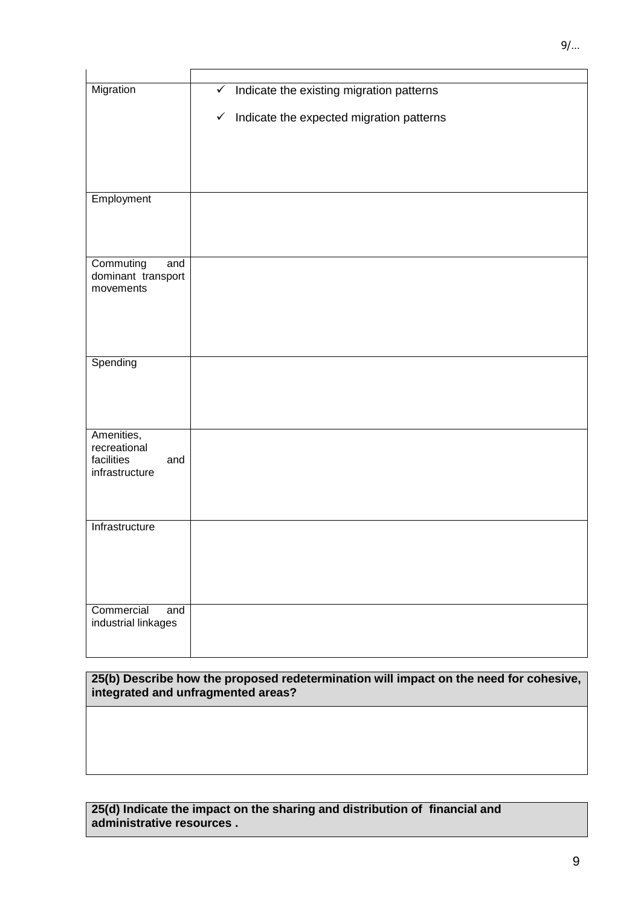| | |
|---|---|
| Migration | ✓ Indicate the existing migration patterns<br>✓ Indicate the expected migration patterns |
| Employment | |
| Commuting and dominant transport movements | |
| Spending | |
| Amenities, recreational facilities and infrastructure | |
| Infrastructure | |
| Commercial and industrial linkages | |

| **25(b) Describe how the proposed redetermination will impact on the need for cohesive, integrated and unfragmented areas?** |
|---|
| |

| **25(d) Indicate the impact on the sharing and distribution of financial and administrative resources .** |
|---|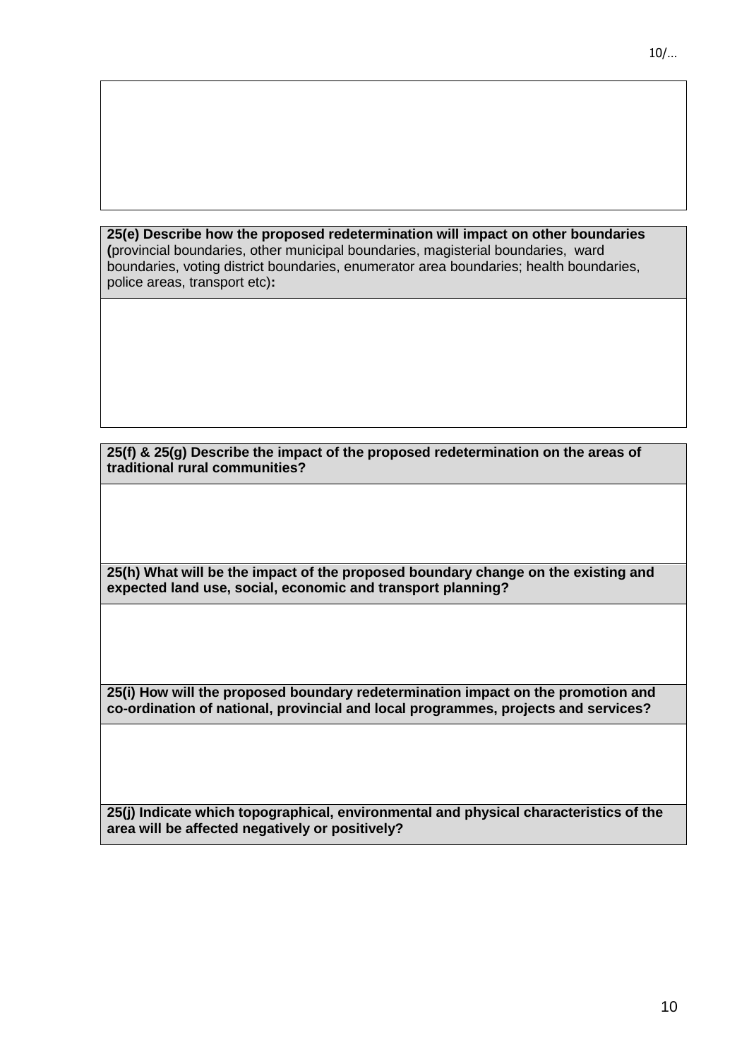| |
|---|
| |

| **25(e) Describe how the proposed redetermination will impact on other boundaries (**provincial boundaries, other municipal boundaries, magisterial boundaries, ward boundaries, voting district boundaries, enumerator area boundaries; health boundaries, police areas, transport etc)**:** |
|---|
| |

| **25(f) & 25(g) Describe the impact of the proposed redetermination on the areas of traditional rural communities?** |
|---|
| |
| **25(h) What will be the impact of the proposed boundary change on the existing and expected land use, social, economic and transport planning?** |
| |
| **25(i) How will the proposed boundary redetermination impact on the promotion and co-ordination of national, provincial and local programmes, projects and services?** |
| |
| **25(j) Indicate which topographical, environmental and physical characteristics of the area will be affected negatively or positively?** |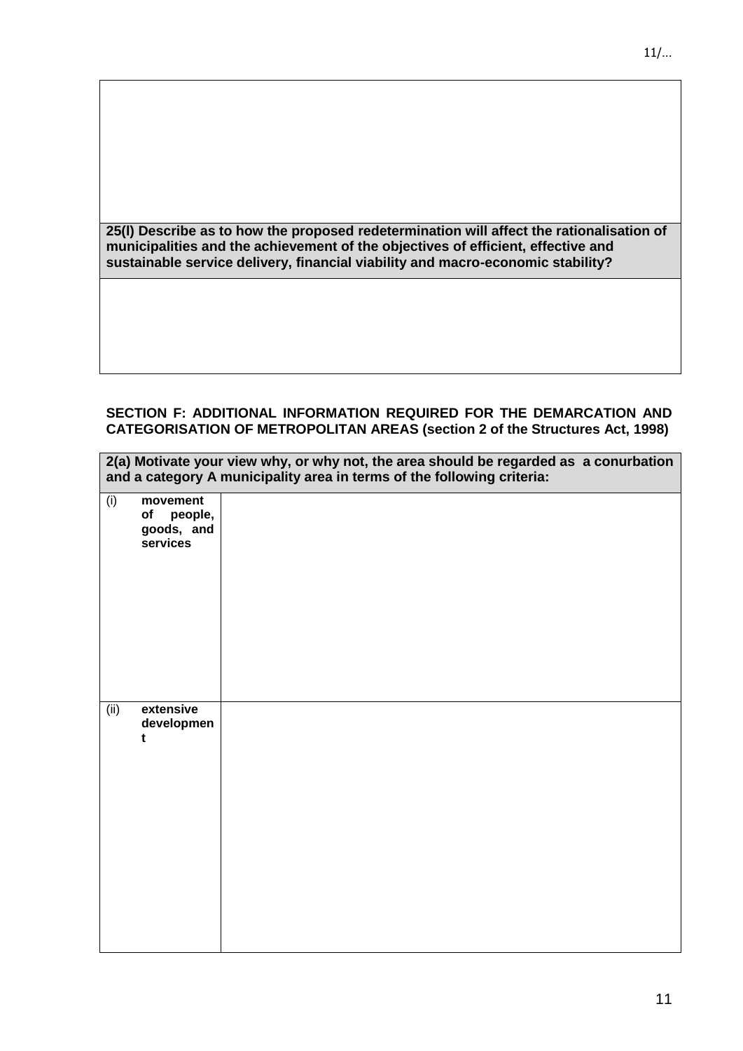| |
|---|
| |
| **25(l) Describe as to how the proposed redetermination will affect the rationalisation of municipalities and the achievement of the objectives of efficient, effective and sustainable service delivery, financial viability and macro-economic stability?** |
| |

**SECTION F: ADDITIONAL INFORMATION REQUIRED FOR THE DEMARCATION AND CATEGORISATION OF METROPOLITAN AREAS (section 2 of the Structures Act, 1998)**

| **2(a) Motivate your view why, or why not, the area should be regarded as a conurbation and a category A municipality area in terms of the following criteria:** | |
|---|---|
| (i) **movement of people, goods, and services** | |
| (ii) **extensive development** | |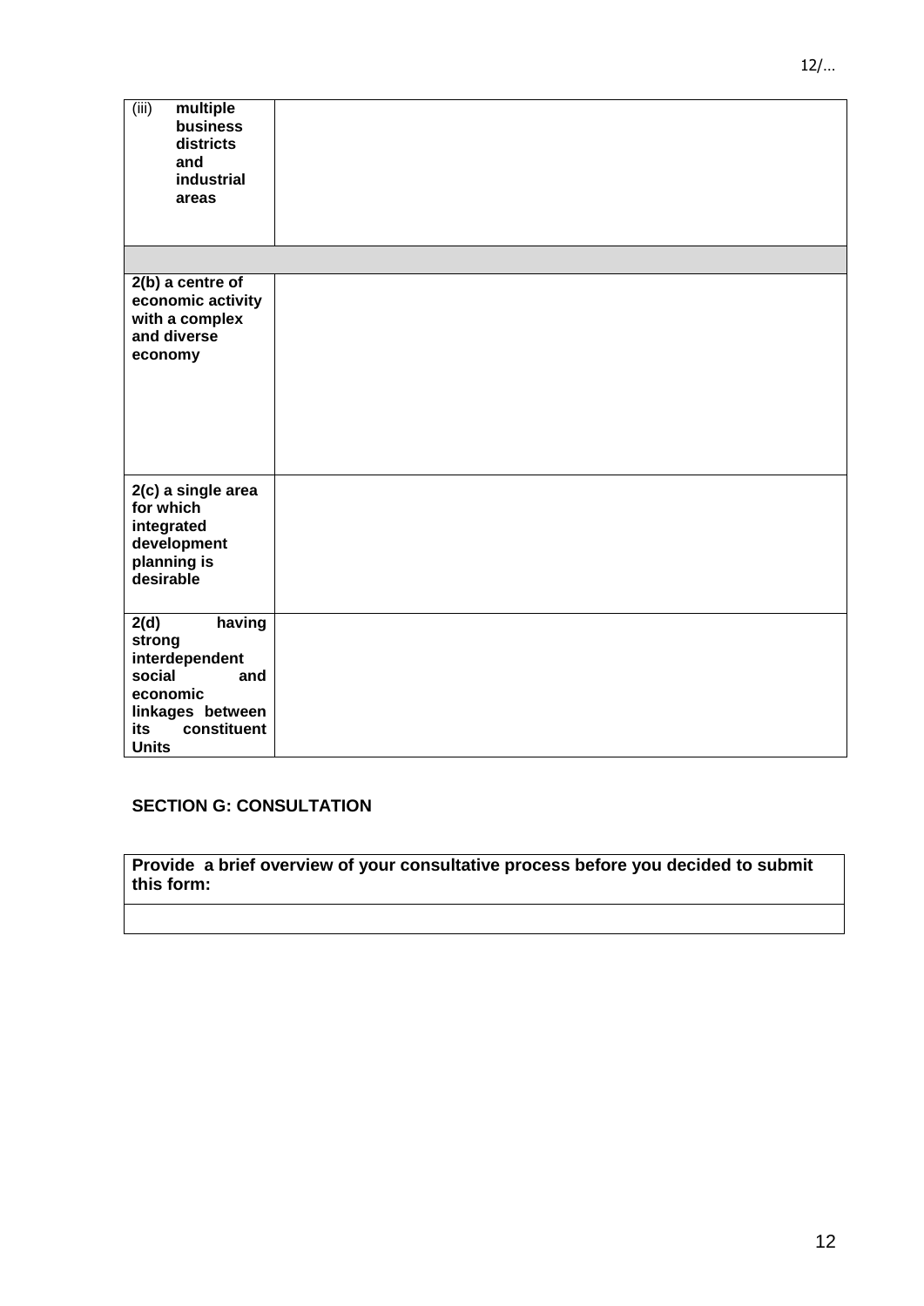| | |
|---|---|
| (iii) **multiple business districts and industrial areas** | |
| | |
| **2(b) a centre of economic activity with a complex and diverse economy** | |
| **2(c) a single area for which integrated development planning is desirable** | |
| **2(d) having strong interdependent social and economic linkages between its constituent Units** | |

**SECTION G: CONSULTATION**

| **Provide a brief overview of your consultative process before you decided to submit this form:** |
|---|
| |